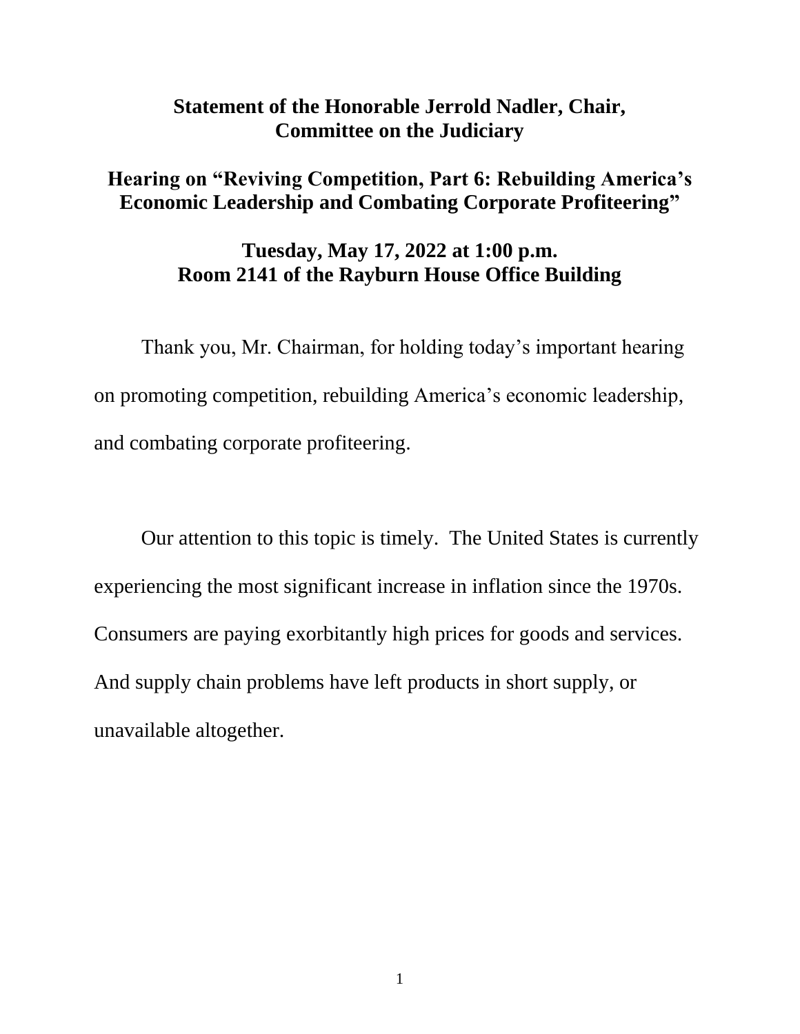**Statement of the Honorable Jerrold Nadler, Chair, Committee on the Judiciary**

**Hearing on "Reviving Competition, Part 6: Rebuilding America's Economic Leadership and Combating Corporate Profiteering"**

**Tuesday, May 17, 2022 at 1:00 p.m.**
**Room 2141 of the Rayburn House Office Building**

Thank you, Mr. Chairman, for holding today's important hearing on promoting competition, rebuilding America's economic leadership, and combating corporate profiteering.

Our attention to this topic is timely. The United States is currently experiencing the most significant increase in inflation since the 1970s. Consumers are paying exorbitantly high prices for goods and services. And supply chain problems have left products in short supply, or unavailable altogether.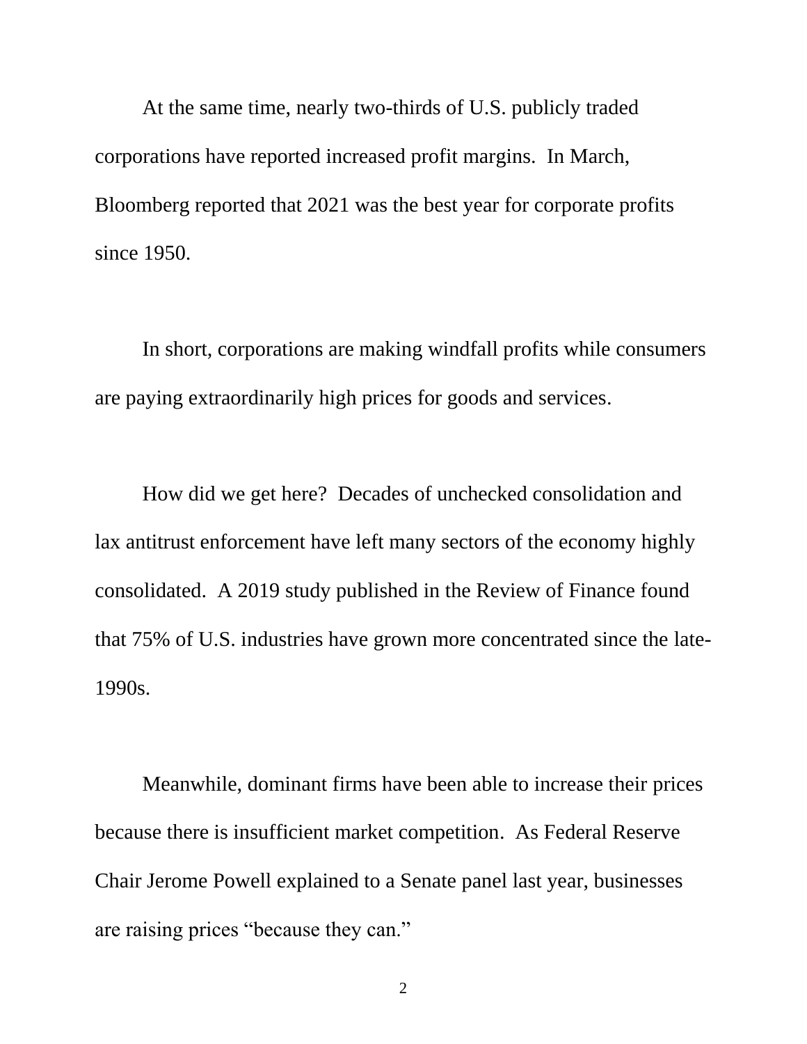At the same time, nearly two-thirds of U.S. publicly traded corporations have reported increased profit margins. In March, Bloomberg reported that 2021 was the best year for corporate profits since 1950.

In short, corporations are making windfall profits while consumers are paying extraordinarily high prices for goods and services.

How did we get here? Decades of unchecked consolidation and lax antitrust enforcement have left many sectors of the economy highly consolidated. A 2019 study published in the Review of Finance found that 75% of U.S. industries have grown more concentrated since the late-1990s.

Meanwhile, dominant firms have been able to increase their prices because there is insufficient market competition. As Federal Reserve Chair Jerome Powell explained to a Senate panel last year, businesses are raising prices "because they can."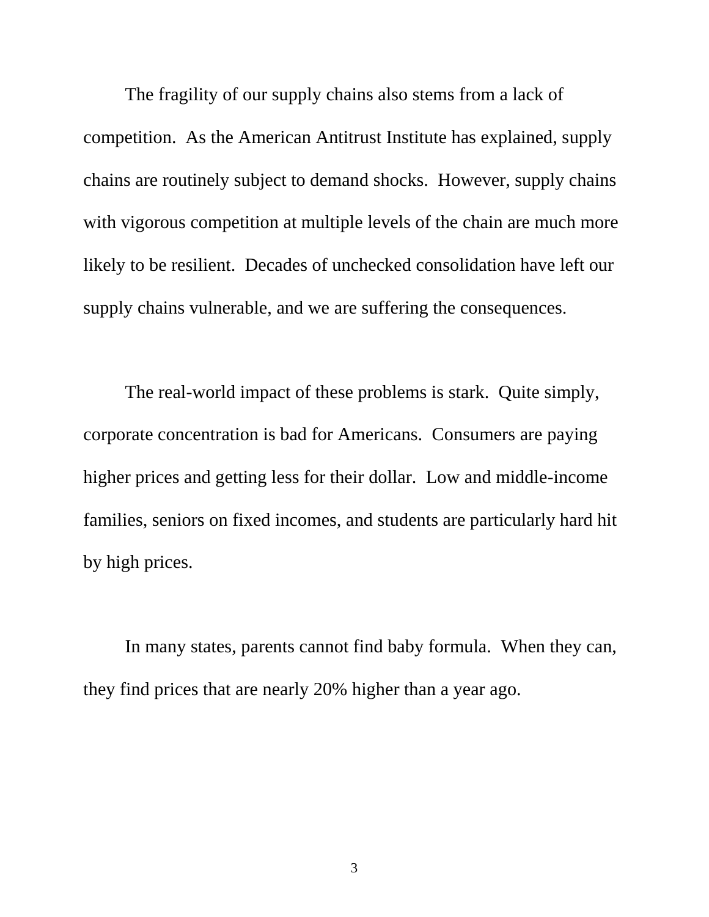The fragility of our supply chains also stems from a lack of competition. As the American Antitrust Institute has explained, supply chains are routinely subject to demand shocks. However, supply chains with vigorous competition at multiple levels of the chain are much more likely to be resilient. Decades of unchecked consolidation have left our supply chains vulnerable, and we are suffering the consequences.

The real-world impact of these problems is stark. Quite simply, corporate concentration is bad for Americans. Consumers are paying higher prices and getting less for their dollar. Low and middle-income families, seniors on fixed incomes, and students are particularly hard hit by high prices.

In many states, parents cannot find baby formula. When they can, they find prices that are nearly 20% higher than a year ago.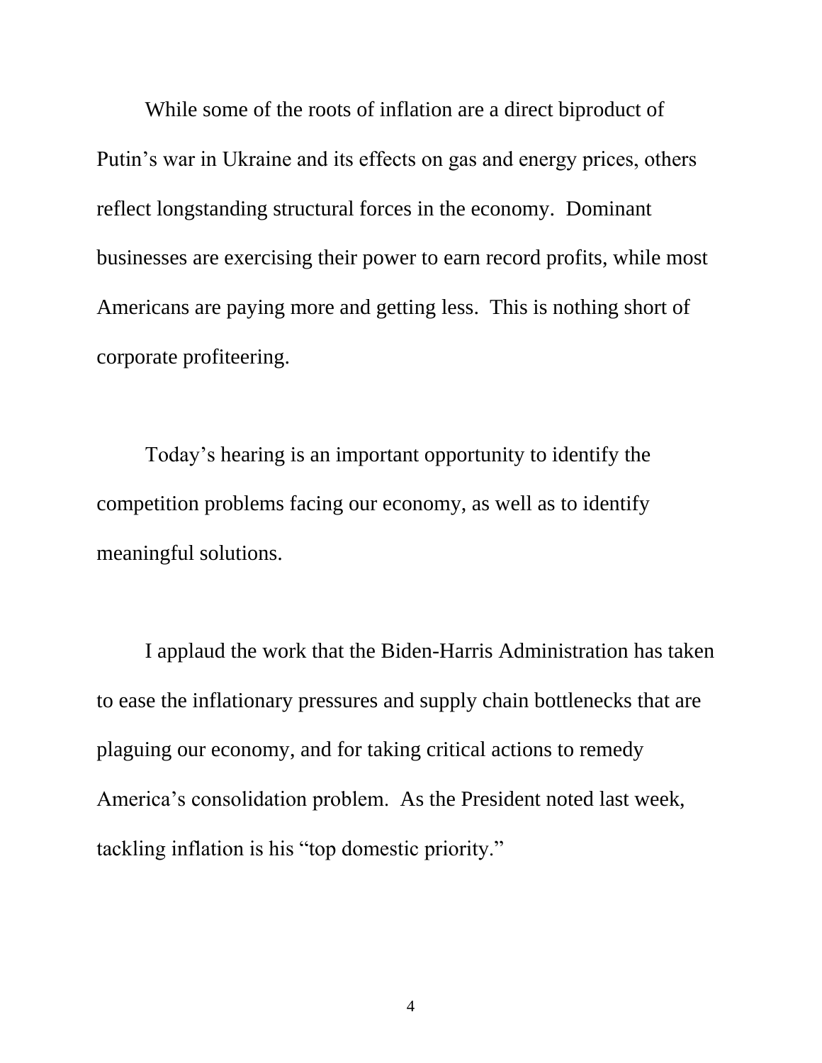While some of the roots of inflation are a direct biproduct of Putin's war in Ukraine and its effects on gas and energy prices, others reflect longstanding structural forces in the economy. Dominant businesses are exercising their power to earn record profits, while most Americans are paying more and getting less. This is nothing short of corporate profiteering.

Today's hearing is an important opportunity to identify the competition problems facing our economy, as well as to identify meaningful solutions.

I applaud the work that the Biden-Harris Administration has taken to ease the inflationary pressures and supply chain bottlenecks that are plaguing our economy, and for taking critical actions to remedy America's consolidation problem. As the President noted last week, tackling inflation is his "top domestic priority."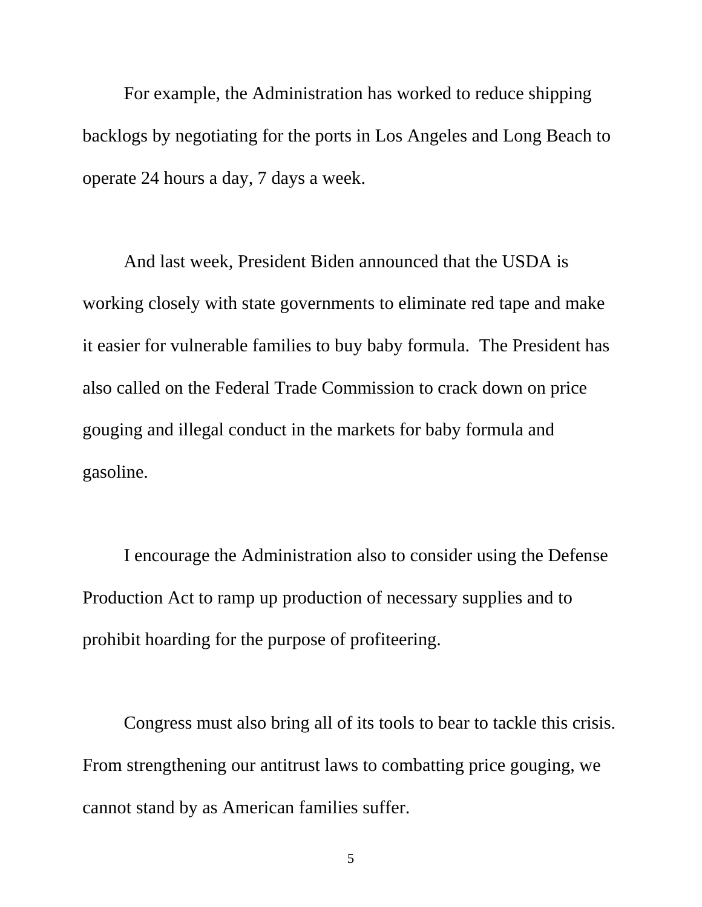For example, the Administration has worked to reduce shipping backlogs by negotiating for the ports in Los Angeles and Long Beach to operate 24 hours a day, 7 days a week.

And last week, President Biden announced that the USDA is working closely with state governments to eliminate red tape and make it easier for vulnerable families to buy baby formula. The President has also called on the Federal Trade Commission to crack down on price gouging and illegal conduct in the markets for baby formula and gasoline.

I encourage the Administration also to consider using the Defense Production Act to ramp up production of necessary supplies and to prohibit hoarding for the purpose of profiteering.

Congress must also bring all of its tools to bear to tackle this crisis. From strengthening our antitrust laws to combatting price gouging, we cannot stand by as American families suffer.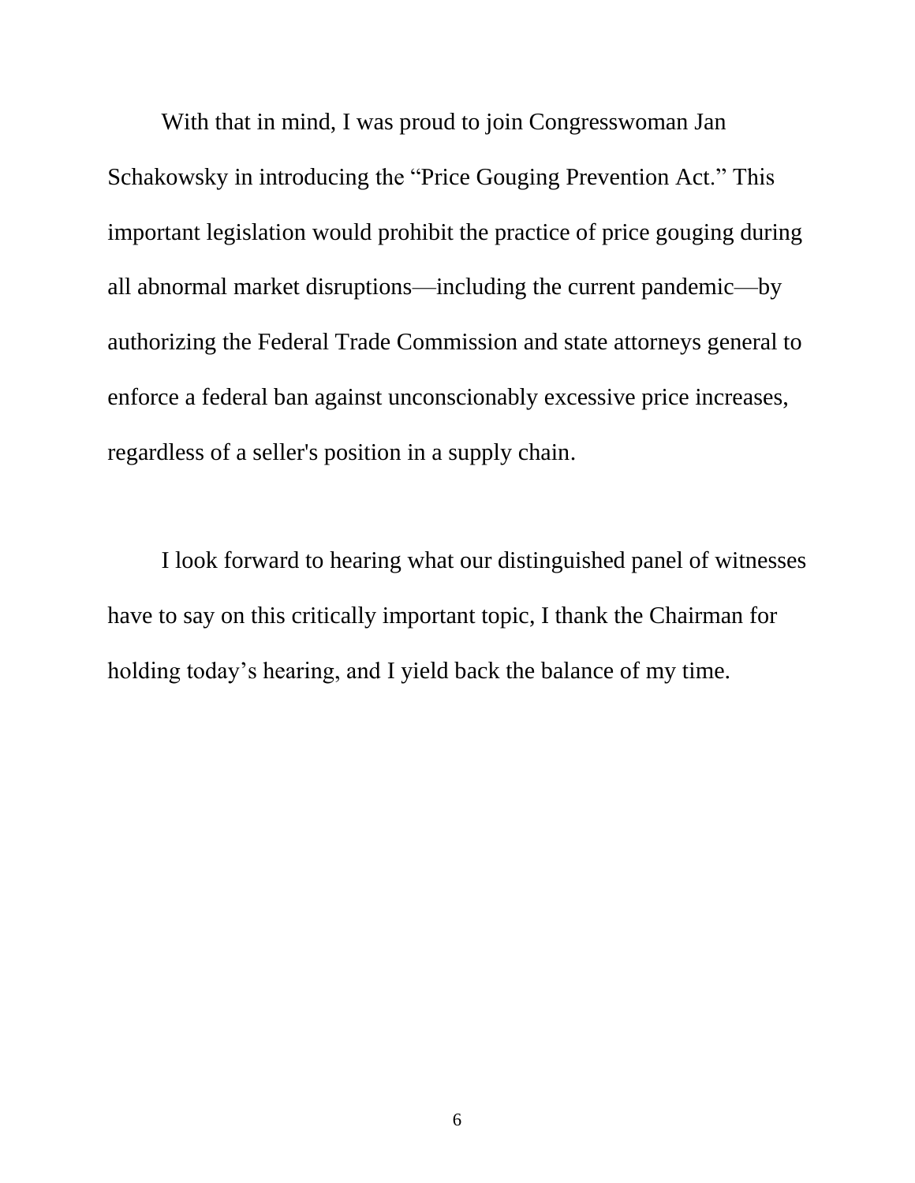With that in mind, I was proud to join Congresswoman Jan Schakowsky in introducing the "Price Gouging Prevention Act." This important legislation would prohibit the practice of price gouging during all abnormal market disruptions—including the current pandemic—by authorizing the Federal Trade Commission and state attorneys general to enforce a federal ban against unconscionably excessive price increases, regardless of a seller's position in a supply chain.

I look forward to hearing what our distinguished panel of witnesses have to say on this critically important topic, I thank the Chairman for holding today's hearing, and I yield back the balance of my time.